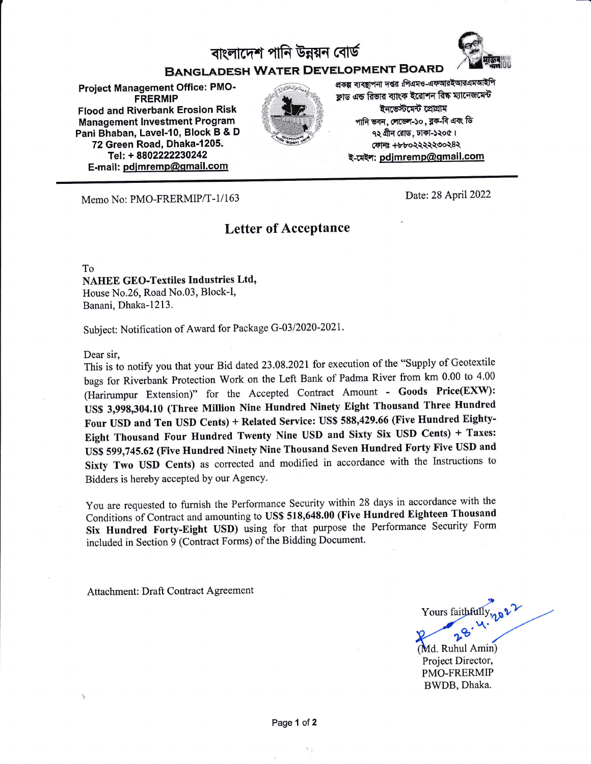# বাংলাদেশ পানি উন্নয়ন বোর্ড

## BANGLADESH WATER DEVELOPMENT BOARD

**Project Management Office: PMO-FRERMIP**
**Flood and Riverbank Erosion Risk Management Investment Program**
**Pani Bhaban, Lavel-10, Block B & D**
**72 Green Road, Dhaka-1205.**
**Tel: + 8802222230242**
**E-mail: pdjmremp@gmail.com**

প্রকল্প ব্যবস্থাপনা দপ্তর :পিএমও-এফআরইআরএমআইপি
ফ্লাড এন্ড রিভার ব্যাংক ইরোশন রিস্ক ম্যানেজমেন্ট ইনভেস্টমেন্ট প্রোগ্রাম
পানি ভবন, লেভেল-১০, ব্লক-বি এবং ডি
৭২ গ্রীন রোড, ঢাকা-১২০৫।
ফোনঃ +৮৮০২২২২২৩০২৪২
ই-মেইল: pdjmremp@gmail.com

Memo No: PMO-FRERMIP/T-1/163

Date: 28 April 2022

## Letter of Acceptance

To
**NAHEE GEO-Textiles Industries Ltd,**
House No.26, Road No.03, Block-I,
Banani, Dhaka-1213.

Subject: Notification of Award for Package G-03/2020-2021.

Dear sir,
This is to notify you that your Bid dated 23.08.2021 for execution of the "Supply of Geotextile bags for Riverbank Protection Work on the Left Bank of Padma River from km 0.00 to 4.00 (Harirumpur Extension)" for the Accepted Contract Amount - **Goods Price(EXW): US$ 3,998,304.10 (Three Million Nine Hundred Ninety Eight Thousand Three Hundred Four USD and Ten USD Cents) + Related Service: US$ 588,429.66 (Five Hundred Eighty-Eight Thousand Four Hundred Twenty Nine USD and Sixty Six USD Cents) + Taxes: US$ 599,745.62 (Five Hundred Ninety Nine Thousand Seven Hundred Forty Five USD and Sixty Two USD Cents)** as corrected and modified in accordance with the Instructions to Bidders is hereby accepted by our Agency.

You are requested to furnish the Performance Security within 28 days in accordance with the Conditions of Contract and amounting to **US$ 518,648.00 (Five Hundred Eighteen Thousand Six Hundred Forty-Eight USD)** using for that purpose the Performance Security Form included in Section 9 (Contract Forms) of the Bidding Document.

Attachment: Draft Contract Agreement

Yours faithfully,
28.4.2022
(Md. Ruhul Amin)
Project Director,
PMO-FRERMIP
BWDB, Dhaka.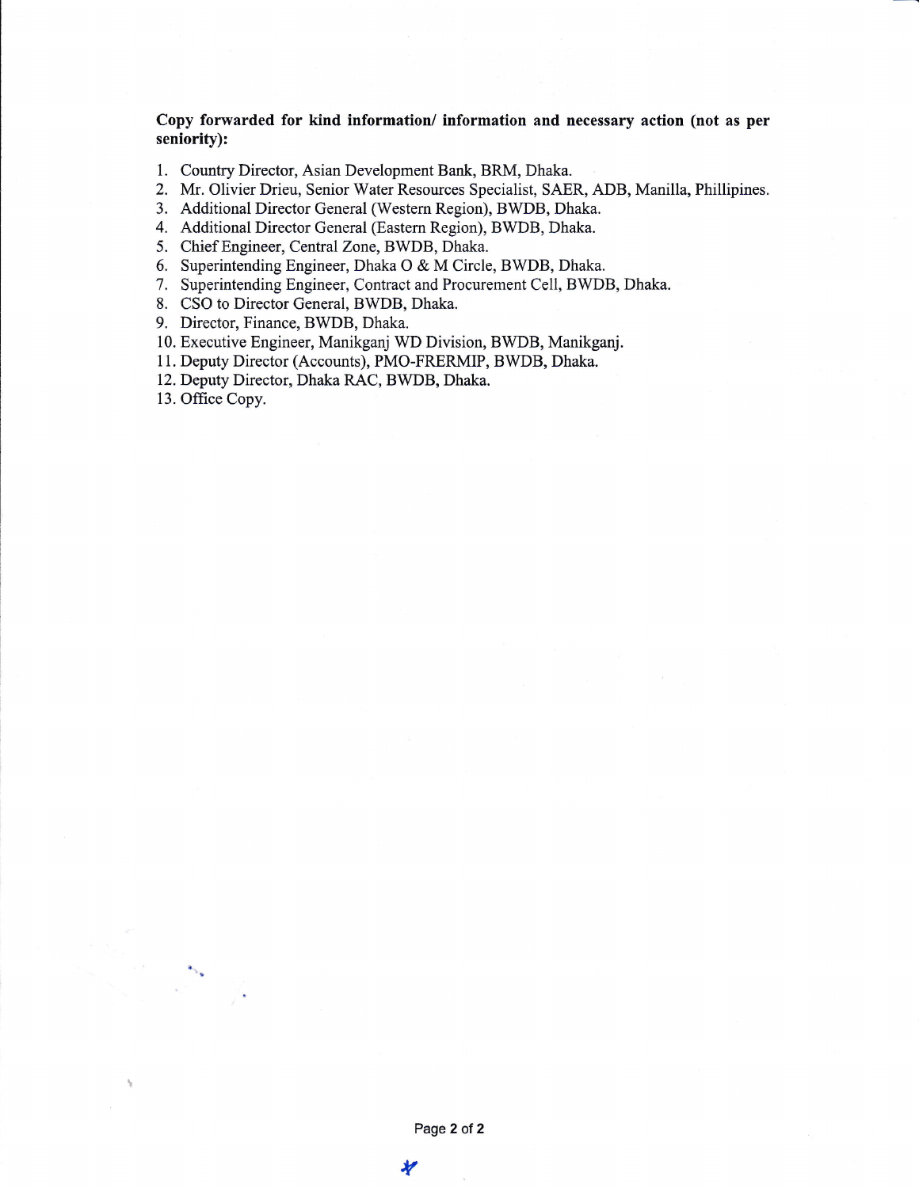**Copy forwarded for kind information/ information and necessary action (not as per seniority):**

1. Country Director, Asian Development Bank, BRM, Dhaka.
2. Mr. Olivier Drieu, Senior Water Resources Specialist, SAER, ADB, Manilla, Phillipines.
3. Additional Director General (Western Region), BWDB, Dhaka.
4. Additional Director General (Eastern Region), BWDB, Dhaka.
5. Chief Engineer, Central Zone, BWDB, Dhaka.
6. Superintending Engineer, Dhaka O & M Circle, BWDB, Dhaka.
7. Superintending Engineer, Contract and Procurement Cell, BWDB, Dhaka.
8. CSO to Director General, BWDB, Dhaka.
9. Director, Finance, BWDB, Dhaka.
10. Executive Engineer, Manikganj WD Division, BWDB, Manikganj.
11. Deputy Director (Accounts), PMO-FRERMIP, BWDB, Dhaka.
12. Deputy Director, Dhaka RAC, BWDB, Dhaka.
13. Office Copy.